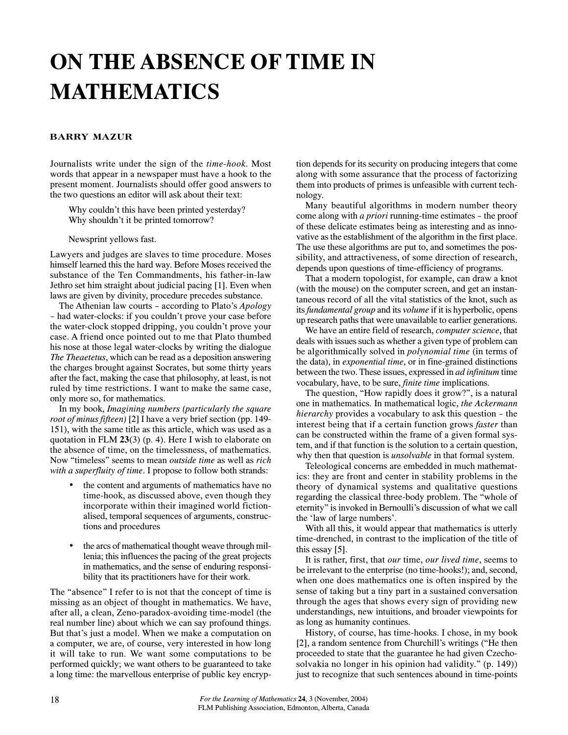# ON THE ABSENCE OF TIME IN MATHEMATICS

**BARRY MAZUR**

Journalists write under the sign of the *time-hook*. Most words that appear in a newspaper must have a hook to the present moment. Journalists should offer good answers to the two questions an editor will ask about their text:

> Why couldn't this have been printed yesterday?
> Why shouldn't it be printed tomorrow?
>
> Newsprint yellows fast.

Lawyers and judges are slaves to time procedure. Moses himself learned this the hard way. Before Moses received the substance of the Ten Commandments, his father-in-law Jethro set him straight about judicial pacing [1]. Even when laws are given by divinity, procedure precedes substance.

The Athenian law courts – according to Plato's *Apology* – had water-clocks: if you couldn't prove your case before the water-clock stopped dripping, you couldn't prove your case. A friend once pointed out to me that Plato thumbed his nose at those legal water-clocks by writing the dialogue *The Theaetetus*, which can be read as a deposition answering the charges brought against Socrates, but some thirty years after the fact, making the case that philosophy, at least, is not ruled by time restrictions. I want to make the same case, only more so, for mathematics.

In my book, *Imagining numbers (particularly the square root of minus fifteen)* [2] I have a very brief section (pp. 149-151), with the same title as this article, which was used as a quotation in FLM **23**(3) (p. 4). Here I wish to elaborate on the absence of time, on the timelessness, of mathematics. Now "timeless" seems to mean *outside time* as well as *rich with a superfluity of time*. I propose to follow both strands:

- the content and arguments of mathematics have no time-hook, as discussed above, even though they incorporate within their imagined world fictionalised, temporal sequences of arguments, constructions and procedures
- the arcs of mathematical thought weave through millenia; this influences the pacing of the great projects in mathematics, and the sense of enduring responsibility that its practitioners have for their work.

The "absence" I refer to is not that the concept of time is missing as an object of thought in mathematics. We have, after all, a clean, Zeno-paradox-avoiding time-model (the real number line) about which we can say profound things. But that's just a model. When we make a computation on a computer, we are, of course, very interested in how long it will take to run. We want some computations to be performed quickly; we want others to be guaranteed to take a long time: the marvellous enterprise of public key encryption depends for its security on producing integers that come along with some assurance that the process of factorizing them into products of primes is unfeasible with current technology.

Many beautiful algorithms in modern number theory come along with *a priori* running-time estimates – the proof of these delicate estimates being as interesting and as innovative as the establishment of the algorithm in the first place. The use these algorithms are put to, and sometimes the possibility, and attractiveness, of some direction of research, depends upon questions of time-efficiency of programs.

That a modern topologist, for example, can draw a knot (with the mouse) on the computer screen, and get an instantaneous record of all the vital statistics of the knot, such as its *fundamental group* and its *volume* if it is hyperbolic, opens up research paths that were unavailable to earlier generations.

We have an entire field of research, *computer science*, that deals with issues such as whether a given type of problem can be algorithmically solved in *polynomial time* (in terms of the data), in *exponential time*, or in fine-grained distinctions between the two. These issues, expressed in *ad infinitum* time vocabulary, have, to be sure, *finite time* implications.

The question, "How rapidly does it grow?", is a natural one in mathematics. In mathematical logic, *the Ackermann hierarchy* provides a vocabulary to ask this question – the interest being that if a certain function grows *faster* than can be constructed within the frame of a given formal system, and if that function is the solution to a certain question, why then that question is *unsolvable* in that formal system.

Teleological concerns are embedded in much mathematics: they are front and center in stability problems in the theory of dynamical systems and qualitative questions regarding the classical three-body problem. The "whole of eternity" is invoked in Bernoulli's discussion of what we call the 'law of large numbers'.

With all this, it would appear that mathematics is utterly time-drenched, in contrast to the implication of the title of this essay [5].

It is rather, first, that *our* time, *our lived time*, seems to be irrelevant to the enterprise (no time-hooks!); and, second, when one does mathematics one is often inspired by the sense of taking but a tiny part in a sustained conversation through the ages that shows every sign of providing new understandings, new intuitions, and broader viewpoints for as long as humanity continues.

History, of course, has time-hooks. I chose, in my book [2], a random sentence from Churchill's writings ("He then proceeded to state that the guarantee he had given Czechosolvakia no longer in his opinion had validity." (p. 149)) just to recognize that such sentences abound in time-points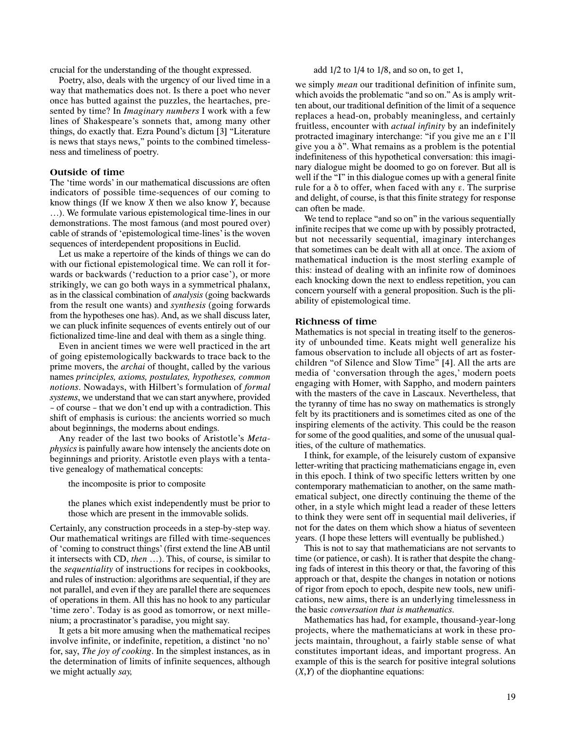crucial for the understanding of the thought expressed.

Poetry, also, deals with the urgency of our lived time in a way that mathematics does not. Is there a poet who never once has butted against the puzzles, the heartaches, presented by time? In *Imaginary numbers* I work with a few lines of Shakespeare's sonnets that, among many other things, do exactly that. Ezra Pound's dictum [3] "Literature is news that stays news," points to the combined timelessness and timeliness of poetry.

## Outside of time

The 'time words' in our mathematical discussions are often indicators of possible time-sequences of our coming to know things (If we know *X* then we also know *Y*, because …). We formulate various epistemological time-lines in our demonstrations. The most famous (and most poured over) cable of strands of 'epistemological time-lines' is the woven sequences of interdependent propositions in Euclid.

Let us make a repertoire of the kinds of things we can do with our fictional epistemological time. We can roll it forwards or backwards ('reduction to a prior case'), or more strikingly, we can go both ways in a symmetrical phalanx, as in the classical combination of *analysis* (going backwards from the result one wants) and *synthesis* (going forwards from the hypotheses one has). And, as we shall discuss later, we can pluck infinite sequences of events entirely out of our fictionalized time-line and deal with them as a single thing.

Even in ancient times we were well practiced in the art of going epistemologically backwards to trace back to the prime movers, the *archai* of thought, called by the various names *principles, axioms, postulates, hypotheses, common notions*. Nowadays, with Hilbert's formulation of *formal systems*, we understand that we can start anywhere, provided – of course – that we don't end up with a contradiction. This shift of emphasis is curious: the ancients worried so much about beginnings, the moderns about endings.

Any reader of the last two books of Aristotle's *Metaphysics* is painfully aware how intensely the ancients dote on beginnings and priority. Aristotle even plays with a tentative genealogy of mathematical concepts:

> the incomposite is prior to composite
>
> the planes which exist independently must be prior to those which are present in the immovable solids.

Certainly, any construction proceeds in a step-by-step way. Our mathematical writings are filled with time-sequences of 'coming to construct things' (first extend the line AB until it intersects with CD, *then* …). This, of course, is similar to the *sequentiality* of instructions for recipes in cookbooks, and rules of instruction: algorithms are sequential, if they are not parallel, and even if they are parallel there are sequences of operations in them. All this has no hook to any particular 'time zero'. Today is as good as tomorrow, or next millenium; a procrastinator's paradise, you might say.

It gets a bit more amusing when the mathematical recipes involve infinite, or indefinite, repetition, a distinct 'no no' for, say, *The joy of cooking*. In the simplest instances, as in the determination of limits of infinite sequences, although we might actually *say,*

> add 1/2 to 1/4 to 1/8, and so on, to get 1,

we simply *mean* our traditional definition of infinite sum, which avoids the problematic "and so on." As is amply written about, our traditional definition of the limit of a sequence replaces a head-on, probably meaningless, and certainly fruitless, encounter with *actual infinity* by an indefinitely protracted imaginary interchange: "if you give me an $\varepsilon$ I'll give you a $\delta$". What remains as a problem is the potential indefiniteness of this hypothetical conversation: this imaginary dialogue might be doomed to go on forever. But all is well if the "I" in this dialogue comes up with a general finite rule for a $\delta$ to offer, when faced with any $\varepsilon$. The surprise and delight, of course, is that this finite strategy for response can often be made.

We tend to replace "and so on" in the various sequentially infinite recipes that we come up with by possibly protracted, but not necessarily sequential, imaginary interchanges that sometimes can be dealt with all at once. The axiom of mathematical induction is the most sterling example of this: instead of dealing with an infinite row of dominoes each knocking down the next to endless repetition, you can concern yourself with a general proposition. Such is the pliability of epistemological time.

## Richness of time

Mathematics is not special in treating itself to the generosity of unbounded time. Keats might well generalize his famous observation to include all objects of art as foster-children "of Silence and Slow Time" [4]. All the arts are media of 'conversation through the ages,' modern poets engaging with Homer, with Sappho, and modern painters with the masters of the cave in Lascaux. Nevertheless, that the tyranny of time has no sway on mathematics is strongly felt by its practitioners and is sometimes cited as one of the inspiring elements of the activity. This could be the reason for some of the good qualities, and some of the unusual qualities, of the culture of mathematics.

I think, for example, of the leisurely custom of expansive letter-writing that practicing mathematicians engage in, even in this epoch. I think of two specific letters written by one contemporary mathematician to another, on the same mathematical subject, one directly continuing the theme of the other, in a style which might lead a reader of these letters to think they were sent off in sequential mail deliveries, if not for the dates on them which show a hiatus of seventeen years. (I hope these letters will eventually be published.)

This is not to say that mathematicians are not servants to time (or patience, or cash). It is rather that despite the changing fads of interest in this theory or that, the favoring of this approach or that, despite the changes in notation or notions of rigor from epoch to epoch, despite new tools, new unifications, new aims, there is an underlying timelessness in the basic *conversation that is mathematics.*

Mathematics has had, for example, thousand-year-long projects, where the mathematicians at work in these projects maintain, throughout, a fairly stable sense of what constitutes important ideas, and important progress. An example of this is the search for positive integral solutions $(X,Y)$ of the diophantine equations: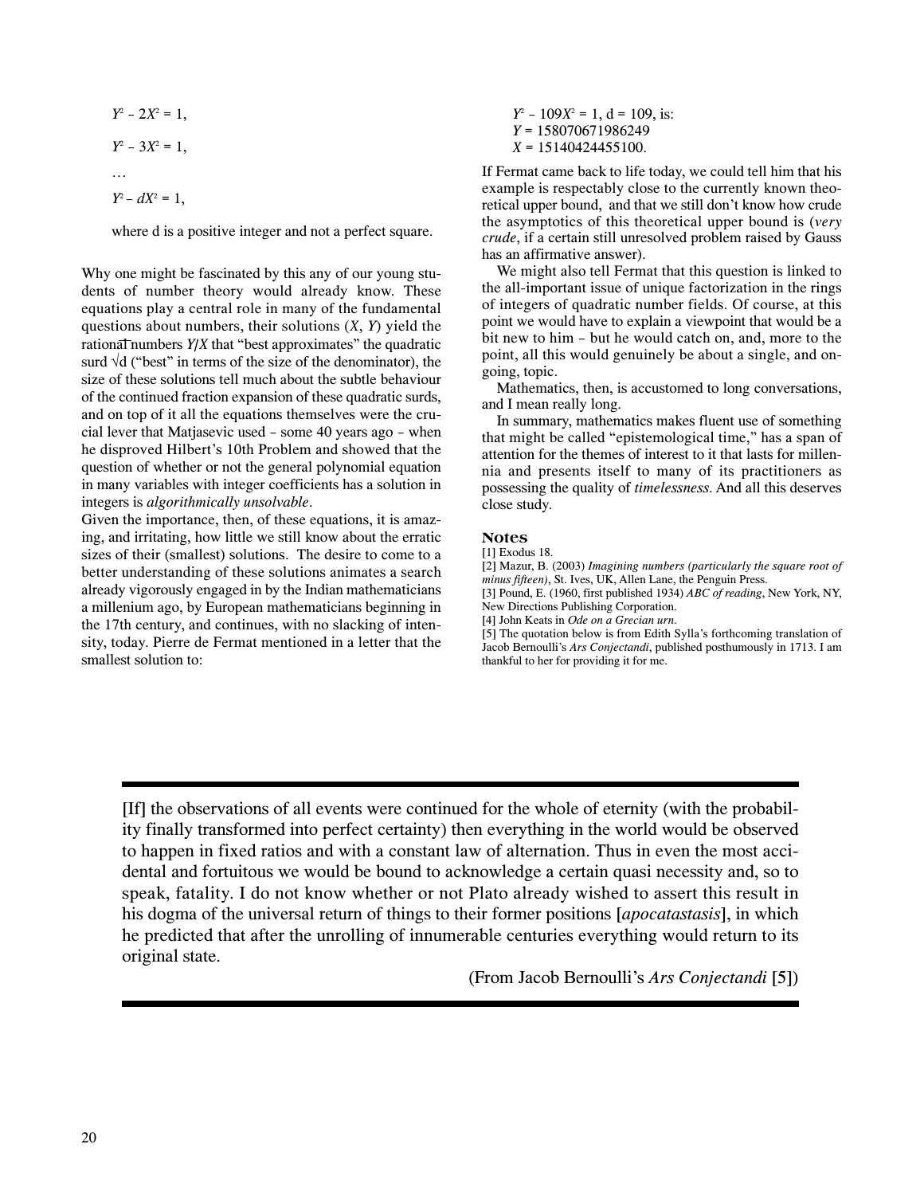$$Y^2 - 2X^2 = 1,$$

$$Y^2 - 3X^2 = 1,$$

…

$$Y^2 - dX^2 = 1,$$

where d is a positive integer and not a perfect square.

Why one might be fascinated by this any of our young students of number theory would already know. These equations play a central role in many of the fundamental questions about numbers, their solutions $(X, Y)$ yield the rational numbers $Y/X$ that "best approximates" the quadratic surd $\sqrt{d}$ ("best" in terms of the size of the denominator), the size of these solutions tell much about the subtle behaviour of the continued fraction expansion of these quadratic surds, and on top of it all the equations themselves were the crucial lever that Matjasevic used – some 40 years ago – when he disproved Hilbert's 10th Problem and showed that the question of whether or not the general polynomial equation in many variables with integer coefficients has a solution in integers is *algorithmically unsolvable*.

Given the importance, then, of these equations, it is amazing, and irritating, how little we still know about the erratic sizes of their (smallest) solutions. The desire to come to a better understanding of these solutions animates a search already vigorously engaged in by the Indian mathematicians a millenium ago, by European mathematicians beginning in the 17th century, and continues, with no slacking of intensity, today. Pierre de Fermat mentioned in a letter that the smallest solution to:

$Y^2 - 109X^2 = 1$, d = 109, is:
$Y = 158070671986249$
$X = 15140424455100$.

If Fermat came back to life today, we could tell him that his example is respectably close to the currently known theoretical upper bound, and that we still don't know how crude the asymptotics of this theoretical upper bound is (*very crude*, if a certain still unresolved problem raised by Gauss has an affirmative answer).

We might also tell Fermat that this question is linked to the all-important issue of unique factorization in the rings of integers of quadratic number fields. Of course, at this point we would have to explain a viewpoint that would be a bit new to him – but he would catch on, and, more to the point, all this would genuinely be about a single, and ongoing, topic.

Mathematics, then, is accustomed to long conversations, and I mean really long.

In summary, mathematics makes fluent use of something that might be called "epistemological time," has a span of attention for the themes of interest to it that lasts for millennia and presents itself to many of its practitioners as possessing the quality of *timelessness*. And all this deserves close study.

## Notes

[1] Exodus 18.
[2] Mazur, B. (2003) *Imagining numbers (particularly the square root of minus fifteen)*, St. Ives, UK, Allen Lane, the Penguin Press.
[3] Pound, E. (1960, first published 1934) *ABC of reading*, New York, NY, New Directions Publishing Corporation.
[4] John Keats in *Ode on a Grecian urn*.
[5] The quotation below is from Edith Sylla's forthcoming translation of Jacob Bernoulli's *Ars Conjectandi*, published posthumously in 1713. I am thankful to her for providing it for me.

---

[If] the observations of all events were continued for the whole of eternity (with the probability finally transformed into perfect certainty) then everything in the world would be observed to happen in fixed ratios and with a constant law of alternation. Thus in even the most accidental and fortuitous we would be bound to acknowledge a certain quasi necessity and, so to speak, fatality. I do not know whether or not Plato already wished to assert this result in his dogma of the universal return of things to their former positions [*apocatastasis*], in which he predicted that after the unrolling of innumerable centuries everything would return to its original state.

(From Jacob Bernoulli's *Ars Conjectandi* [5])

---